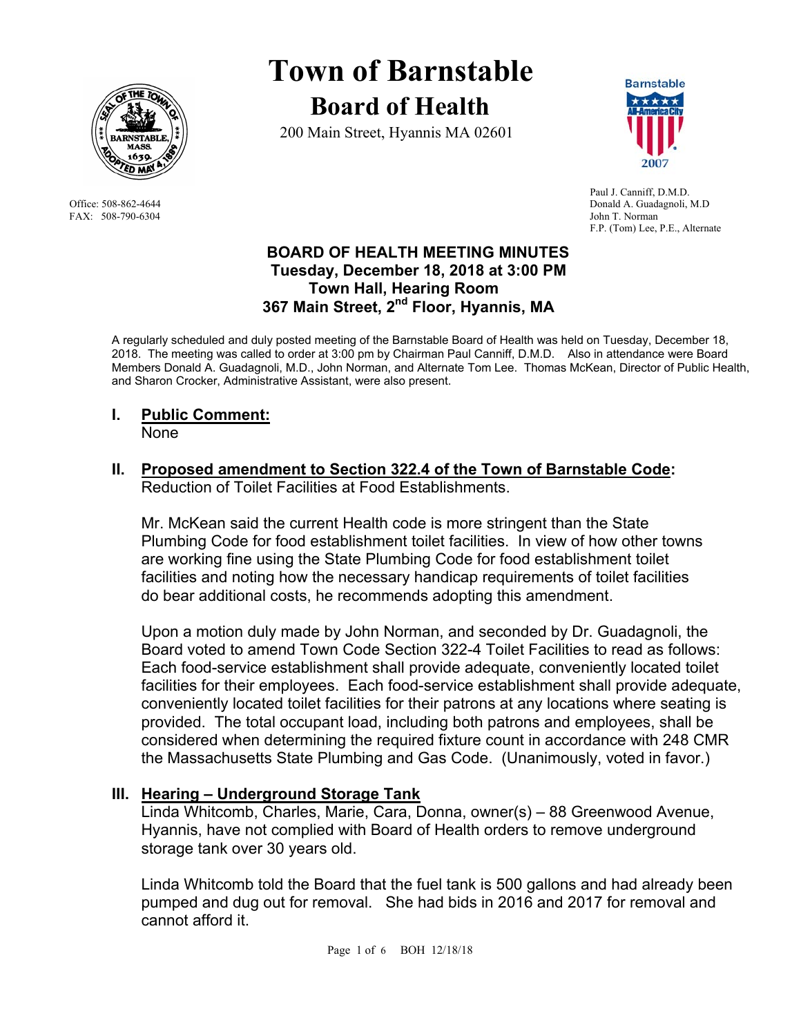# Town of Barnstable

## Board of Health

200 Main Street, Hyannis MA 02601

Office: 508-862-4644
FAX: 508-790-6304

Paul J. Canniff, D.M.D.
Donald A. Guadagnoli, M.D
John T. Norman
F.P. (Tom) Lee, P.E., Alternate

**BOARD OF HEALTH MEETING MINUTES**
**Tuesday, December 18, 2018 at 3:00 PM**
**Town Hall, Hearing Room**
**367 Main Street, 2nd Floor, Hyannis, MA**

A regularly scheduled and duly posted meeting of the Barnstable Board of Health was held on Tuesday, December 18, 2018. The meeting was called to order at 3:00 pm by Chairman Paul Canniff, D.M.D. Also in attendance were Board Members Donald A. Guadagnoli, M.D., John Norman, and Alternate Tom Lee. Thomas McKean, Director of Public Health, and Sharon Crocker, Administrative Assistant, were also present.

## I. Public Comment:

None

## II. Proposed amendment to Section 322.4 of the Town of Barnstable Code:

Reduction of Toilet Facilities at Food Establishments.

Mr. McKean said the current Health code is more stringent than the State Plumbing Code for food establishment toilet facilities. In view of how other towns are working fine using the State Plumbing Code for food establishment toilet facilities and noting how the necessary handicap requirements of toilet facilities do bear additional costs, he recommends adopting this amendment.

Upon a motion duly made by John Norman, and seconded by Dr. Guadagnoli, the Board voted to amend Town Code Section 322-4 Toilet Facilities to read as follows: Each food-service establishment shall provide adequate, conveniently located toilet facilities for their employees. Each food-service establishment shall provide adequate, conveniently located toilet facilities for their patrons at any locations where seating is provided. The total occupant load, including both patrons and employees, shall be considered when determining the required fixture count in accordance with 248 CMR the Massachusetts State Plumbing and Gas Code. (Unanimously, voted in favor.)

## III. Hearing – Underground Storage Tank

Linda Whitcomb, Charles, Marie, Cara, Donna, owner(s) – 88 Greenwood Avenue, Hyannis, have not complied with Board of Health orders to remove underground storage tank over 30 years old.

Linda Whitcomb told the Board that the fuel tank is 500 gallons and had already been pumped and dug out for removal. She had bids in 2016 and 2017 for removal and cannot afford it.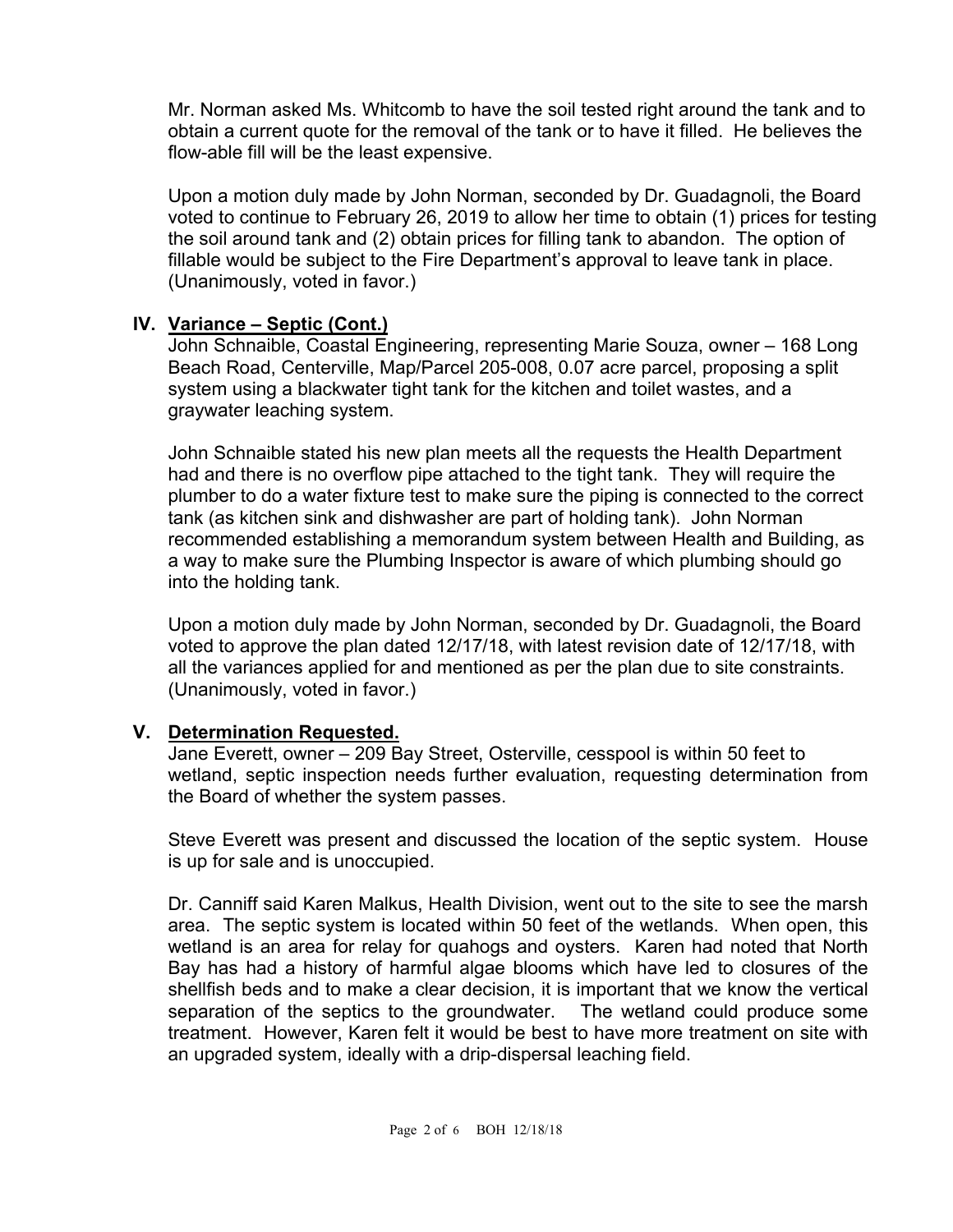Mr. Norman asked Ms. Whitcomb to have the soil tested right around the tank and to obtain a current quote for the removal of the tank or to have it filled. He believes the flow-able fill will be the least expensive.

Upon a motion duly made by John Norman, seconded by Dr. Guadagnoli, the Board voted to continue to February 26, 2019 to allow her time to obtain (1) prices for testing the soil around tank and (2) obtain prices for filling tank to abandon. The option of fillable would be subject to the Fire Department's approval to leave tank in place. (Unanimously, voted in favor.)

## IV. <u>Variance – Septic (Cont.)</u>

John Schnaible, Coastal Engineering, representing Marie Souza, owner – 168 Long Beach Road, Centerville, Map/Parcel 205-008, 0.07 acre parcel, proposing a split system using a blackwater tight tank for the kitchen and toilet wastes, and a graywater leaching system.

John Schnaible stated his new plan meets all the requests the Health Department had and there is no overflow pipe attached to the tight tank. They will require the plumber to do a water fixture test to make sure the piping is connected to the correct tank (as kitchen sink and dishwasher are part of holding tank). John Norman recommended establishing a memorandum system between Health and Building, as a way to make sure the Plumbing Inspector is aware of which plumbing should go into the holding tank.

Upon a motion duly made by John Norman, seconded by Dr. Guadagnoli, the Board voted to approve the plan dated 12/17/18, with latest revision date of 12/17/18, with all the variances applied for and mentioned as per the plan due to site constraints. (Unanimously, voted in favor.)

## V. <u>Determination Requested.</u>

Jane Everett, owner – 209 Bay Street, Osterville, cesspool is within 50 feet to wetland, septic inspection needs further evaluation, requesting determination from the Board of whether the system passes.

Steve Everett was present and discussed the location of the septic system. House is up for sale and is unoccupied.

Dr. Canniff said Karen Malkus, Health Division, went out to the site to see the marsh area. The septic system is located within 50 feet of the wetlands. When open, this wetland is an area for relay for quahogs and oysters. Karen had noted that North Bay has had a history of harmful algae blooms which have led to closures of the shellfish beds and to make a clear decision, it is important that we know the vertical separation of the septics to the groundwater. The wetland could produce some treatment. However, Karen felt it would be best to have more treatment on site with an upgraded system, ideally with a drip-dispersal leaching field.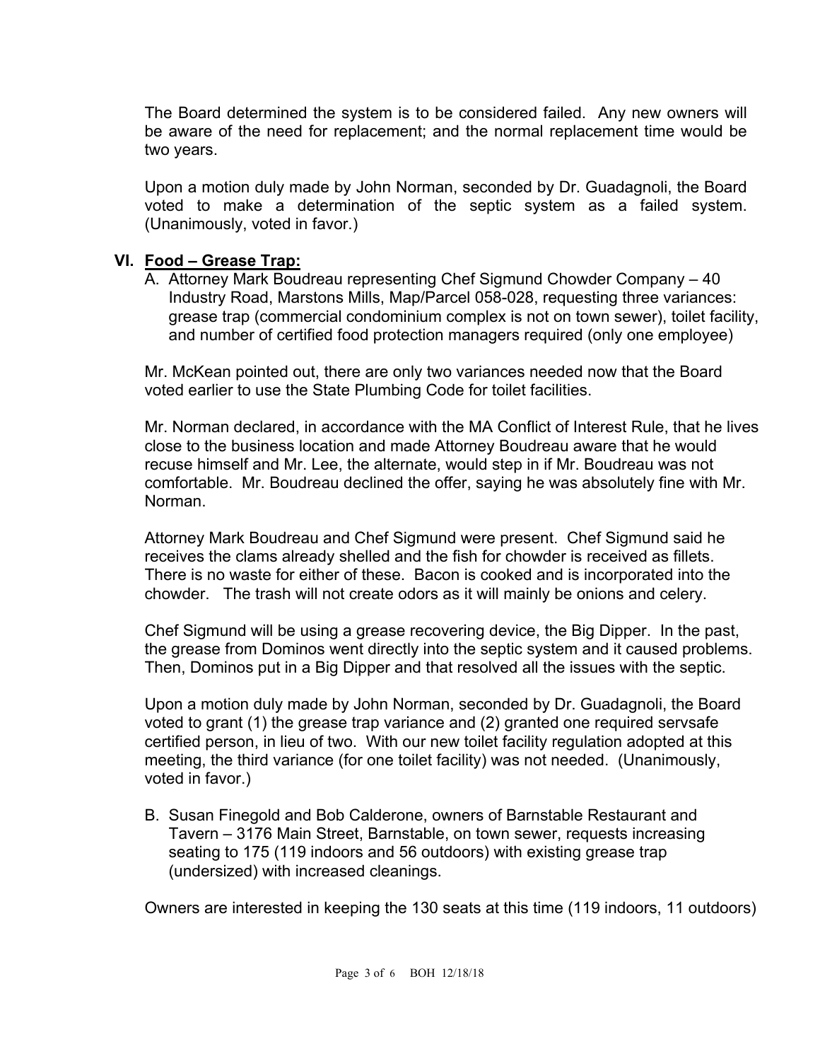The Board determined the system is to be considered failed. Any new owners will be aware of the need for replacement; and the normal replacement time would be two years.

Upon a motion duly made by John Norman, seconded by Dr. Guadagnoli, the Board voted to make a determination of the septic system as a failed system. (Unanimously, voted in favor.)

## VI. Food – Grease Trap:

A. Attorney Mark Boudreau representing Chef Sigmund Chowder Company – 40 Industry Road, Marstons Mills, Map/Parcel 058-028, requesting three variances: grease trap (commercial condominium complex is not on town sewer), toilet facility, and number of certified food protection managers required (only one employee)

Mr. McKean pointed out, there are only two variances needed now that the Board voted earlier to use the State Plumbing Code for toilet facilities.

Mr. Norman declared, in accordance with the MA Conflict of Interest Rule, that he lives close to the business location and made Attorney Boudreau aware that he would recuse himself and Mr. Lee, the alternate, would step in if Mr. Boudreau was not comfortable. Mr. Boudreau declined the offer, saying he was absolutely fine with Mr. Norman.

Attorney Mark Boudreau and Chef Sigmund were present. Chef Sigmund said he receives the clams already shelled and the fish for chowder is received as fillets. There is no waste for either of these. Bacon is cooked and is incorporated into the chowder. The trash will not create odors as it will mainly be onions and celery.

Chef Sigmund will be using a grease recovering device, the Big Dipper. In the past, the grease from Dominos went directly into the septic system and it caused problems. Then, Dominos put in a Big Dipper and that resolved all the issues with the septic.

Upon a motion duly made by John Norman, seconded by Dr. Guadagnoli, the Board voted to grant (1) the grease trap variance and (2) granted one required servsafe certified person, in lieu of two. With our new toilet facility regulation adopted at this meeting, the third variance (for one toilet facility) was not needed. (Unanimously, voted in favor.)

B. Susan Finegold and Bob Calderone, owners of Barnstable Restaurant and Tavern – 3176 Main Street, Barnstable, on town sewer, requests increasing seating to 175 (119 indoors and 56 outdoors) with existing grease trap (undersized) with increased cleanings.

Owners are interested in keeping the 130 seats at this time (119 indoors, 11 outdoors)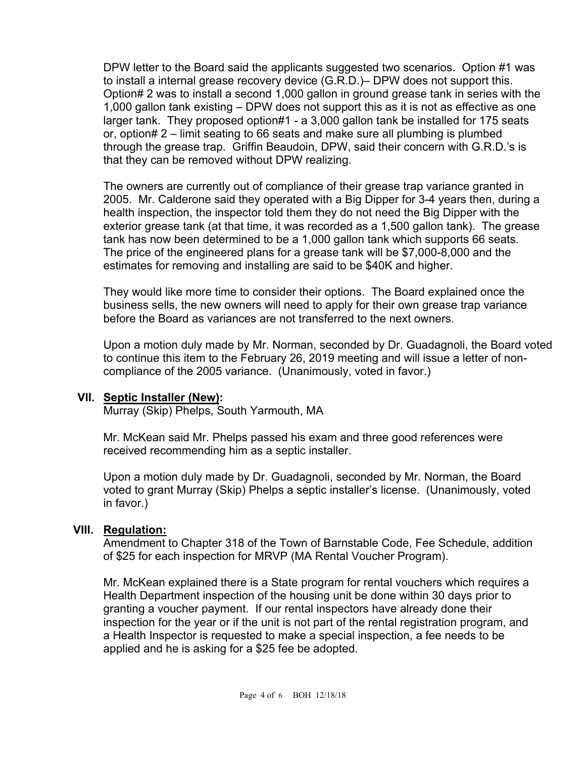DPW letter to the Board said the applicants suggested two scenarios. Option #1 was to install a internal grease recovery device (G.R.D.)– DPW does not support this. Option# 2 was to install a second 1,000 gallon in ground grease tank in series with the 1,000 gallon tank existing – DPW does not support this as it is not as effective as one larger tank. They proposed option#1 - a 3,000 gallon tank be installed for 175 seats or, option# 2 – limit seating to 66 seats and make sure all plumbing is plumbed through the grease trap. Griffin Beaudoin, DPW, said their concern with G.R.D.'s is that they can be removed without DPW realizing.

The owners are currently out of compliance of their grease trap variance granted in 2005. Mr. Calderone said they operated with a Big Dipper for 3-4 years then, during a health inspection, the inspector told them they do not need the Big Dipper with the exterior grease tank (at that time, it was recorded as a 1,500 gallon tank). The grease tank has now been determined to be a 1,000 gallon tank which supports 66 seats. The price of the engineered plans for a grease tank will be $7,000-8,000 and the estimates for removing and installing are said to be $40K and higher.

They would like more time to consider their options. The Board explained once the business sells, the new owners will need to apply for their own grease trap variance before the Board as variances are not transferred to the next owners.

Upon a motion duly made by Mr. Norman, seconded by Dr. Guadagnoli, the Board voted to continue this item to the February 26, 2019 meeting and will issue a letter of non-compliance of the 2005 variance. (Unanimously, voted in favor.)

## VII. <u>Septic Installer (New)</u>:

Murray (Skip) Phelps, South Yarmouth, MA

Mr. McKean said Mr. Phelps passed his exam and three good references were received recommending him as a septic installer.

Upon a motion duly made by Dr. Guadagnoli, seconded by Mr. Norman, the Board voted to grant Murray (Skip) Phelps a septic installer's license. (Unanimously, voted in favor.)

## VIII. <u>Regulation:</u>

Amendment to Chapter 318 of the Town of Barnstable Code, Fee Schedule, addition of $25 for each inspection for MRVP (MA Rental Voucher Program).

Mr. McKean explained there is a State program for rental vouchers which requires a Health Department inspection of the housing unit be done within 30 days prior to granting a voucher payment. If our rental inspectors have already done their inspection for the year or if the unit is not part of the rental registration program, and a Health Inspector is requested to make a special inspection, a fee needs to be applied and he is asking for a $25 fee be adopted.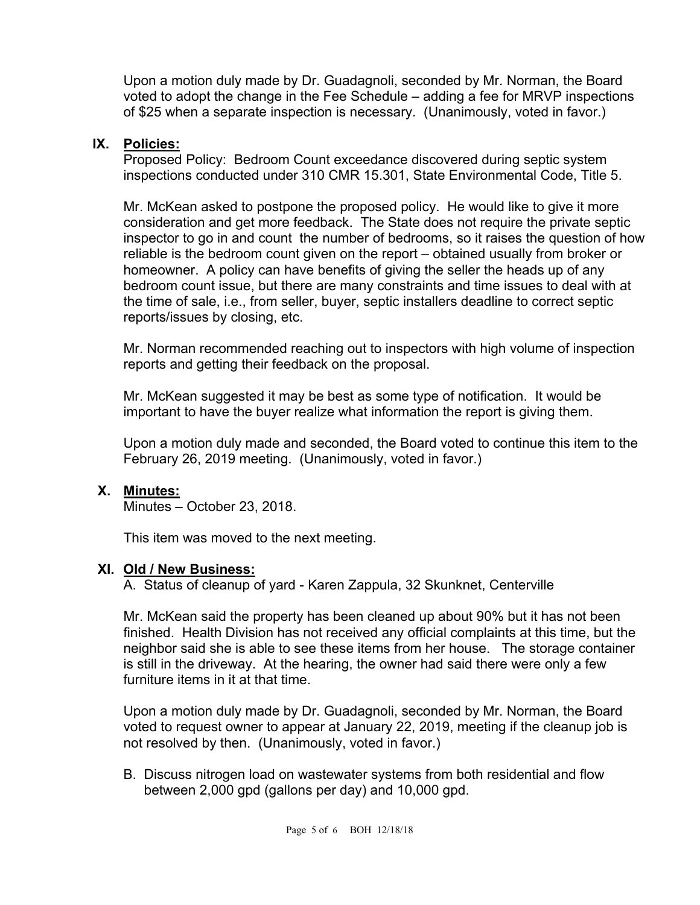Upon a motion duly made by Dr. Guadagnoli, seconded by Mr. Norman, the Board voted to adopt the change in the Fee Schedule – adding a fee for MRVP inspections of $25 when a separate inspection is necessary. (Unanimously, voted in favor.)

## IX. Policies:

Proposed Policy: Bedroom Count exceedance discovered during septic system inspections conducted under 310 CMR 15.301, State Environmental Code, Title 5.

Mr. McKean asked to postpone the proposed policy. He would like to give it more consideration and get more feedback. The State does not require the private septic inspector to go in and count the number of bedrooms, so it raises the question of how reliable is the bedroom count given on the report – obtained usually from broker or homeowner. A policy can have benefits of giving the seller the heads up of any bedroom count issue, but there are many constraints and time issues to deal with at the time of sale, i.e., from seller, buyer, septic installers deadline to correct septic reports/issues by closing, etc.

Mr. Norman recommended reaching out to inspectors with high volume of inspection reports and getting their feedback on the proposal.

Mr. McKean suggested it may be best as some type of notification. It would be important to have the buyer realize what information the report is giving them.

Upon a motion duly made and seconded, the Board voted to continue this item to the February 26, 2019 meeting. (Unanimously, voted in favor.)

## X. Minutes:

Minutes – October 23, 2018.

This item was moved to the next meeting.

## XI. Old / New Business:

A. Status of cleanup of yard - Karen Zappula, 32 Skunknet, Centerville

Mr. McKean said the property has been cleaned up about 90% but it has not been finished. Health Division has not received any official complaints at this time, but the neighbor said she is able to see these items from her house. The storage container is still in the driveway. At the hearing, the owner had said there were only a few furniture items in it at that time.

Upon a motion duly made by Dr. Guadagnoli, seconded by Mr. Norman, the Board voted to request owner to appear at January 22, 2019, meeting if the cleanup job is not resolved by then. (Unanimously, voted in favor.)

B. Discuss nitrogen load on wastewater systems from both residential and flow between 2,000 gpd (gallons per day) and 10,000 gpd.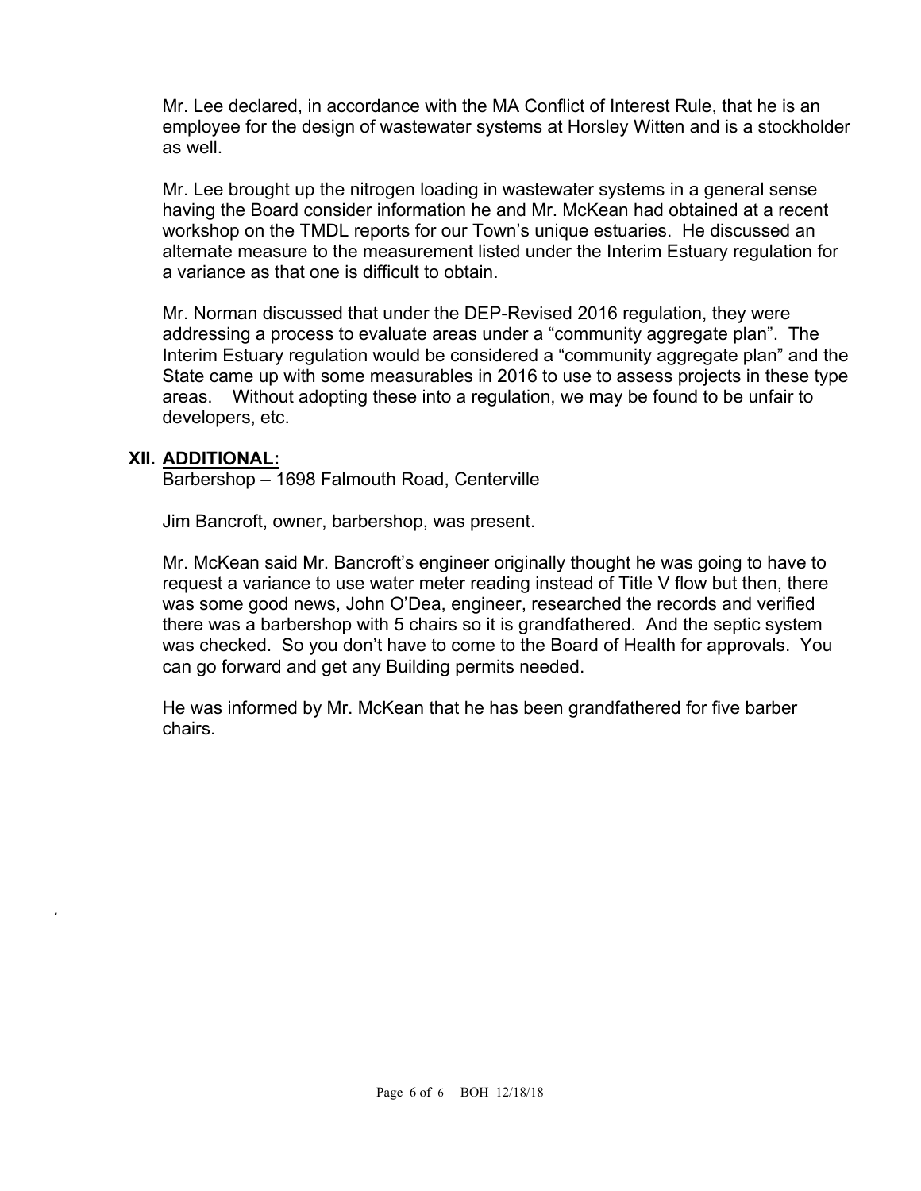Mr. Lee declared, in accordance with the MA Conflict of Interest Rule, that he is an employee for the design of wastewater systems at Horsley Witten and is a stockholder as well.

Mr. Lee brought up the nitrogen loading in wastewater systems in a general sense having the Board consider information he and Mr. McKean had obtained at a recent workshop on the TMDL reports for our Town's unique estuaries. He discussed an alternate measure to the measurement listed under the Interim Estuary regulation for a variance as that one is difficult to obtain.

Mr. Norman discussed that under the DEP-Revised 2016 regulation, they were addressing a process to evaluate areas under a "community aggregate plan". The Interim Estuary regulation would be considered a "community aggregate plan" and the State came up with some measurables in 2016 to use to assess projects in these type areas. Without adopting these into a regulation, we may be found to be unfair to developers, etc.

## XII. ADDITIONAL:

Barbershop – 1698 Falmouth Road, Centerville

Jim Bancroft, owner, barbershop, was present.

Mr. McKean said Mr. Bancroft's engineer originally thought he was going to have to request a variance to use water meter reading instead of Title V flow but then, there was some good news, John O'Dea, engineer, researched the records and verified there was a barbershop with 5 chairs so it is grandfathered. And the septic system was checked. So you don't have to come to the Board of Health for approvals. You can go forward and get any Building permits needed.

He was informed by Mr. McKean that he has been grandfathered for five barber chairs.

.